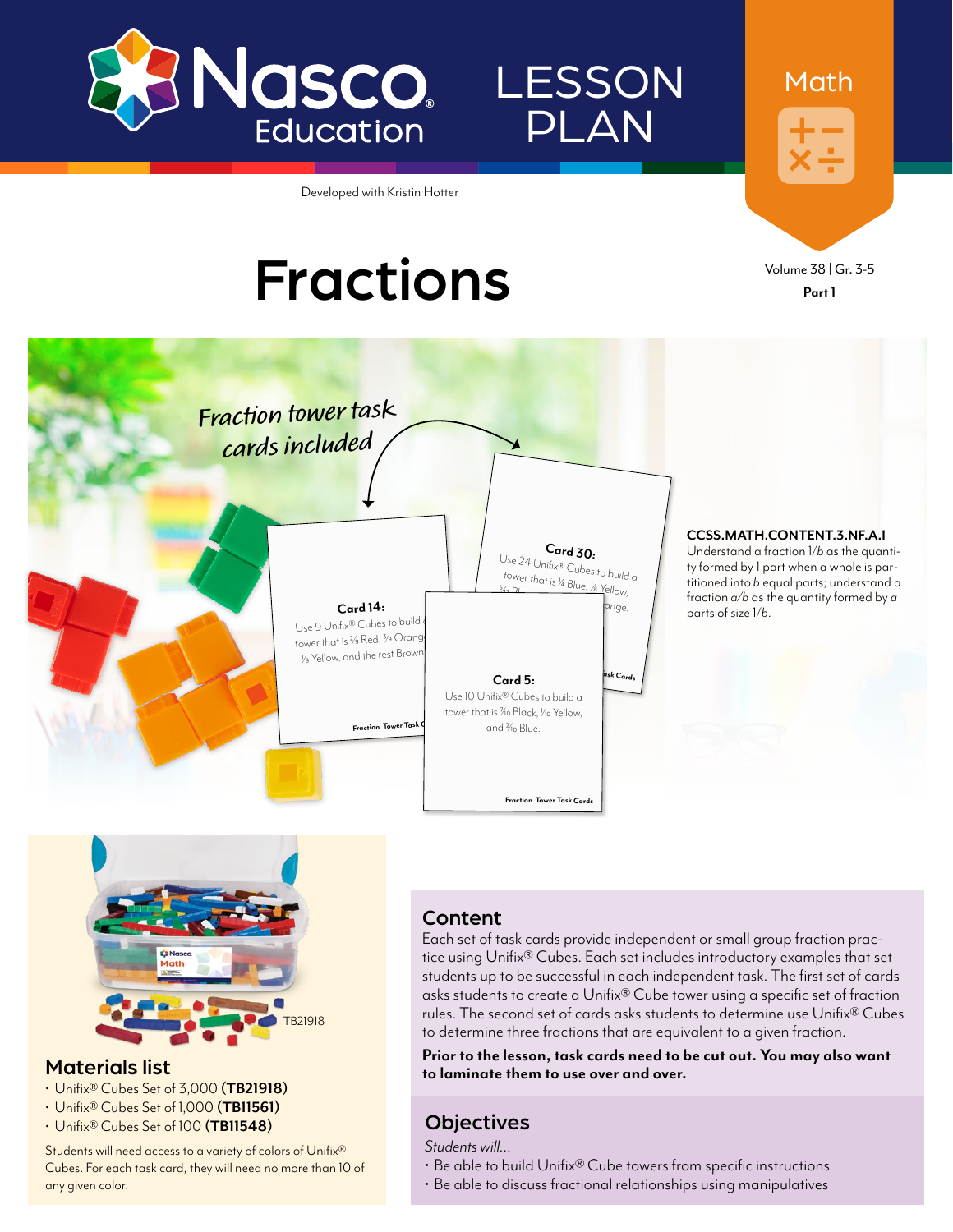Nasco Education

# LESSON PLAN

Math

Developed with Kristin Hotter

# Fractions

Volume 38 | Gr. 3-5

**Part 1**

Fraction tower task cards included

**Card 14:** Use 9 Unifix® Cubes to build a tower that is 3/9 Red, 3/9 Orange, 1/9 Yellow, and the rest Brown.

**Card 30:** Use 24 Unifix® Cubes to build a tower that is 1/4 Blue, 1/8 Yellow, ... Orange.

**Card 5:** Use 10 Unifix® Cubes to build a tower that is 7/10 Black, 1/10 Yellow, and 2/10 Blue.

Fraction Tower Task Cards

**CCSS.MATH.CONTENT.3.NF.A.1**
Understand a fraction 1/*b* as the quantity formed by 1 part when a whole is partitioned into *b* equal parts; understand a fraction *a*/*b* as the quantity formed by *a* parts of size 1/*b*.

TB21918

## Materials list

- Unifix® Cubes Set of 3,000 **(TB21918)**
- Unifix® Cubes Set of 1,000 **(TB11561)**
- Unifix® Cubes Set of 100 **(TB11548)**

Students will need access to a variety of colors of Unifix® Cubes. For each task card, they will need no more than 10 of any given color.

## Content

Each set of task cards provide independent or small group fraction practice using Unifix® Cubes. Each set includes introductory examples that set students up to be successful in each independent task. The first set of cards asks students to create a Unifix® Cube tower using a specific set of fraction rules. The second set of cards asks students to determine use Unifix® Cubes to determine three fractions that are equivalent to a given fraction.

**Prior to the lesson, task cards need to be cut out. You may also want to laminate them to use over and over.**

## Objectives

*Students will...*

- Be able to build Unifix® Cube towers from specific instructions
- Be able to discuss fractional relationships using manipulatives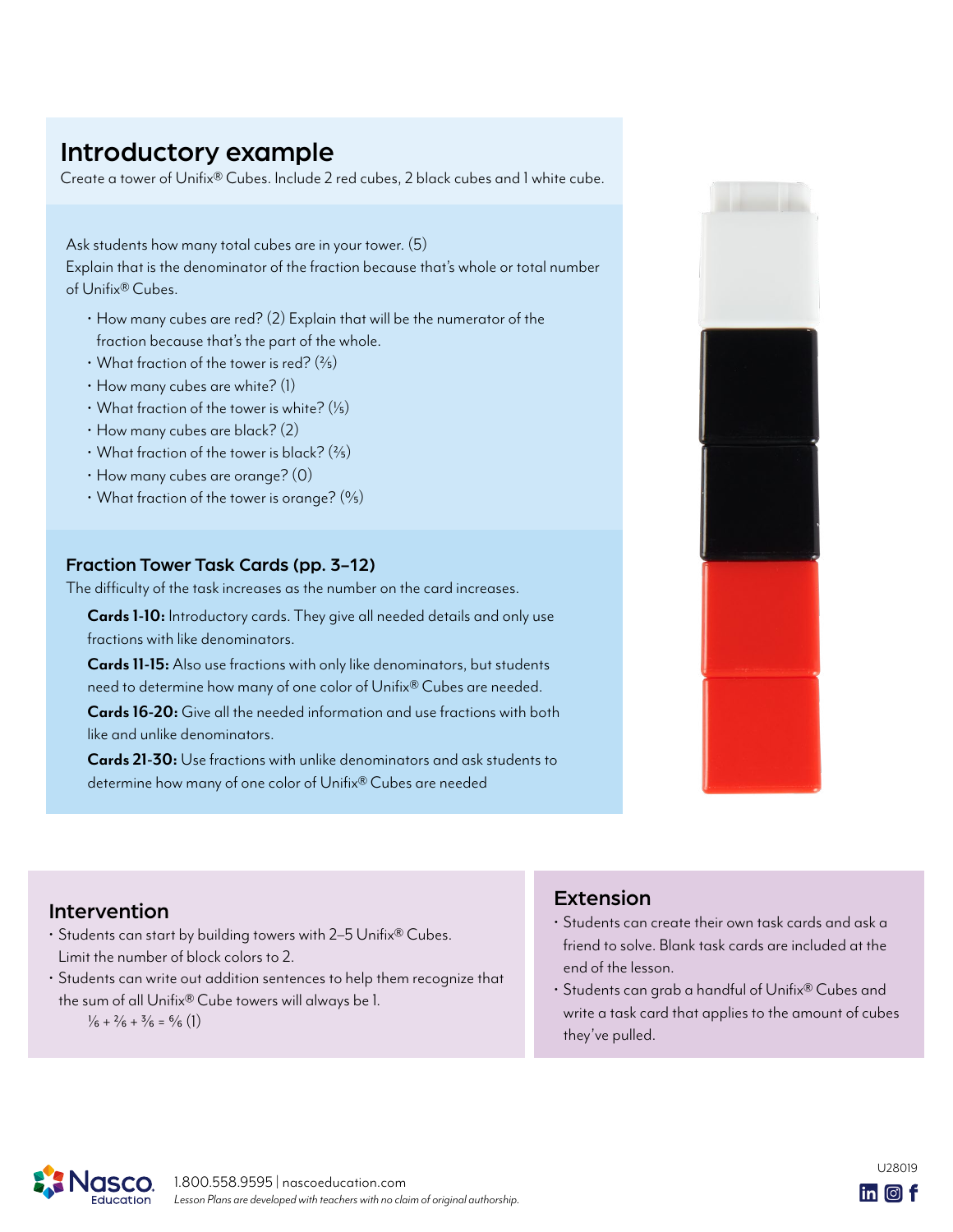## Introductory example

Create a tower of Unifix® Cubes. Include 2 red cubes, 2 black cubes and 1 white cube.

Ask students how many total cubes are in your tower. (5)
Explain that is the denominator of the fraction because that's whole or total number of Unifix® Cubes.

- How many cubes are red? (2) Explain that will be the numerator of the fraction because that's the part of the whole.
- What fraction of the tower is red? ($\frac{2}{5}$)
- How many cubes are white? (1)
- What fraction of the tower is white? ($\frac{1}{5}$)
- How many cubes are black? (2)
- What fraction of the tower is black? ($\frac{2}{5}$)
- How many cubes are orange? (0)
- What fraction of the tower is orange? ($\frac{0}{5}$)

### Fraction Tower Task Cards (pp. 3–12)

The difficulty of the task increases as the number on the card increases.

**Cards 1-10:** Introductory cards. They give all needed details and only use fractions with like denominators.

**Cards 11-15:** Also use fractions with only like denominators, but students need to determine how many of one color of Unifix® Cubes are needed.

**Cards 16-20:** Give all the needed information and use fractions with both like and unlike denominators.

**Cards 21-30:** Use fractions with unlike denominators and ask students to determine how many of one color of Unifix® Cubes are needed

## Intervention

- Students can start by building towers with 2–5 Unifix® Cubes. Limit the number of block colors to 2.
- Students can write out addition sentences to help them recognize that the sum of all Unifix® Cube towers will always be 1.

  $\frac{1}{6} + \frac{2}{6} + \frac{3}{6} = \frac{6}{6}$ (1)

## Extension

- Students can create their own task cards and ask a friend to solve. Blank task cards are included at the end of the lesson.
- Students can grab a handful of Unifix® Cubes and write a task card that applies to the amount of cubes they've pulled.

1.800.558.9595 | nascoeducation.com
*Lesson Plans are developed with teachers with no claim of original authorship.*

U28019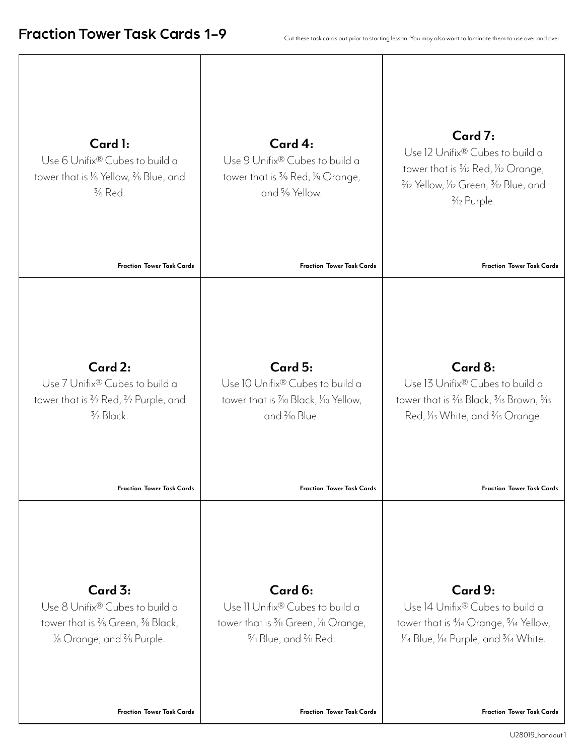# Fraction Tower Task Cards 1–9

Cut these task cards out prior to starting lesson. You may also want to laminate them to use over and over.

**Card 1:**
Use 6 Unifix® Cubes to build a tower that is $\frac{1}{6}$ Yellow, $\frac{2}{6}$ Blue, and $\frac{3}{6}$ Red.

Fraction Tower Task Cards

**Card 2:**
Use 7 Unifix® Cubes to build a tower that is $\frac{2}{7}$ Red, $\frac{2}{7}$ Purple, and $\frac{3}{7}$ Black.

Fraction Tower Task Cards

**Card 3:**
Use 8 Unifix® Cubes to build a tower that is $\frac{2}{8}$ Green, $\frac{3}{8}$ Black, $\frac{1}{8}$ Orange, and $\frac{2}{8}$ Purple.

Fraction Tower Task Cards

**Card 4:**
Use 9 Unifix® Cubes to build a tower that is $\frac{3}{9}$ Red, $\frac{1}{9}$ Orange, and $\frac{5}{9}$ Yellow.

Fraction Tower Task Cards

**Card 5:**
Use 10 Unifix® Cubes to build a tower that is $\frac{7}{10}$ Black, $\frac{1}{10}$ Yellow, and $\frac{2}{10}$ Blue.

Fraction Tower Task Cards

**Card 6:**
Use 11 Unifix® Cubes to build a tower that is $\frac{3}{11}$ Green, $\frac{1}{11}$ Orange, $\frac{5}{11}$ Blue, and $\frac{2}{11}$ Red.

Fraction Tower Task Cards

**Card 7:**
Use 12 Unifix® Cubes to build a tower that is $\frac{3}{12}$ Red, $\frac{1}{12}$ Orange, $\frac{2}{12}$ Yellow, $\frac{1}{12}$ Green, $\frac{3}{12}$ Blue, and $\frac{2}{12}$ Purple.

Fraction Tower Task Cards

**Card 8:**
Use 13 Unifix® Cubes to build a tower that is $\frac{2}{13}$ Black, $\frac{3}{13}$ Brown, $\frac{5}{13}$ Red, $\frac{1}{13}$ White, and $\frac{2}{13}$ Orange.

Fraction Tower Task Cards

**Card 9:**
Use 14 Unifix® Cubes to build a tower that is $\frac{4}{14}$ Orange, $\frac{5}{14}$ Yellow, $\frac{1}{14}$ Blue, $\frac{1}{14}$ Purple, and $\frac{3}{14}$ White.

Fraction Tower Task Cards

U28019_handout 1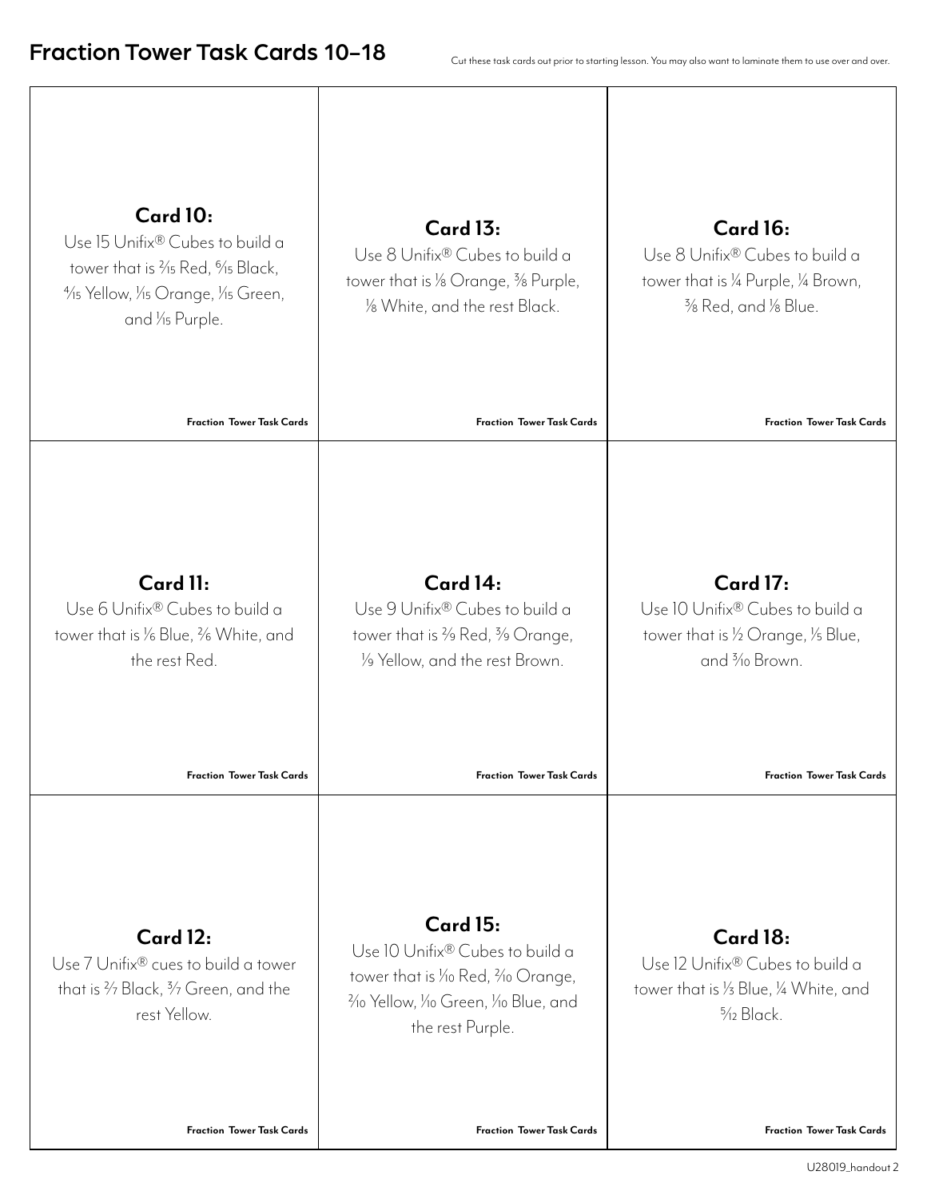# Fraction Tower Task Cards 10–18

Cut these task cards out prior to starting lesson. You may also want to laminate them to use over and over.

**Card 10:**
Use 15 Unifix® Cubes to build a tower that is $\frac{2}{15}$ Red, $\frac{6}{15}$ Black, $\frac{4}{15}$ Yellow, $\frac{1}{15}$ Orange, $\frac{1}{15}$ Green, and $\frac{1}{15}$ Purple.

**Fraction Tower Task Cards**

**Card 13:**
Use 8 Unifix® Cubes to build a tower that is $\frac{1}{8}$ Orange, $\frac{3}{8}$ Purple, $\frac{1}{8}$ White, and the rest Black.

**Fraction Tower Task Cards**

**Card 16:**
Use 8 Unifix® Cubes to build a tower that is $\frac{1}{4}$ Purple, $\frac{1}{4}$ Brown, $\frac{3}{8}$ Red, and $\frac{1}{8}$ Blue.

**Fraction Tower Task Cards**

**Card 11:**
Use 6 Unifix® Cubes to build a tower that is $\frac{1}{6}$ Blue, $\frac{2}{6}$ White, and the rest Red.

**Fraction Tower Task Cards**

**Card 14:**
Use 9 Unifix® Cubes to build a tower that is $\frac{2}{9}$ Red, $\frac{3}{9}$ Orange, $\frac{1}{9}$ Yellow, and the rest Brown.

**Fraction Tower Task Cards**

**Card 17:**
Use 10 Unifix® Cubes to build a tower that is $\frac{1}{2}$ Orange, $\frac{1}{5}$ Blue, and $\frac{3}{10}$ Brown.

**Fraction Tower Task Cards**

**Card 12:**
Use 7 Unifix® cues to build a tower that is $\frac{2}{7}$ Black, $\frac{3}{7}$ Green, and the rest Yellow.

**Fraction Tower Task Cards**

**Card 15:**
Use 10 Unifix® Cubes to build a tower that is $\frac{1}{10}$ Red, $\frac{2}{10}$ Orange, $\frac{2}{10}$ Yellow, $\frac{1}{10}$ Green, $\frac{1}{10}$ Blue, and the rest Purple.

**Fraction Tower Task Cards**

**Card 18:**
Use 12 Unifix® Cubes to build a tower that is $\frac{1}{3}$ Blue, $\frac{1}{4}$ White, and $\frac{5}{12}$ Black.

**Fraction Tower Task Cards**

U28019_handout 2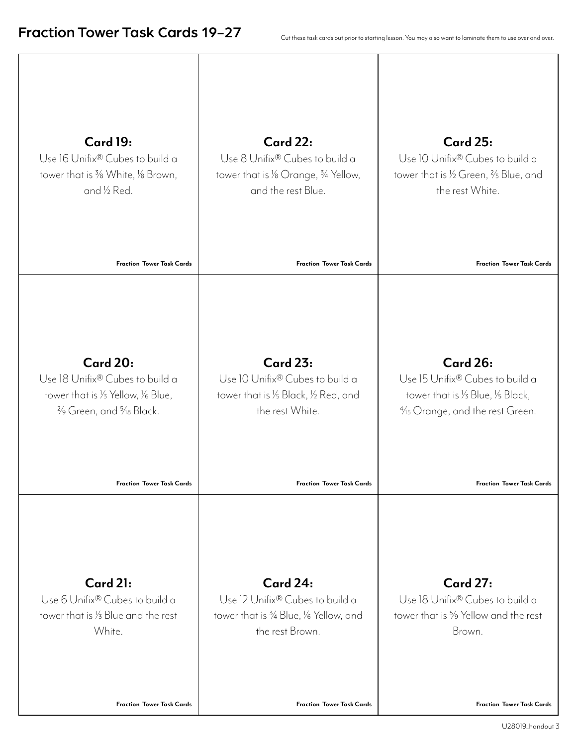# Fraction Tower Task Cards 19–27

Cut these task cards out prior to starting lesson. You may also want to laminate them to use over and over.

**Card 19:**
Use 16 Unifix® Cubes to build a tower that is $\frac{3}{8}$ White, $\frac{1}{8}$ Brown, and $\frac{1}{2}$ Red.

**Fraction Tower Task Cards**

**Card 20:**
Use 18 Unifix® Cubes to build a tower that is $\frac{1}{3}$ Yellow, $\frac{1}{6}$ Blue, $\frac{2}{9}$ Green, and $\frac{5}{18}$ Black.

**Fraction Tower Task Cards**

**Card 21:**
Use 6 Unifix® Cubes to build a tower that is $\frac{1}{3}$ Blue and the rest White.

**Fraction Tower Task Cards**

**Card 22:**
Use 8 Unifix® Cubes to build a tower that is $\frac{1}{8}$ Orange, $\frac{3}{4}$ Yellow, and the rest Blue.

**Fraction Tower Task Cards**

**Card 23:**
Use 10 Unifix® Cubes to build a tower that is $\frac{1}{5}$ Black, $\frac{1}{2}$ Red, and the rest White.

**Fraction Tower Task Cards**

**Card 24:**
Use 12 Unifix® Cubes to build a tower that is $\frac{3}{4}$ Blue, $\frac{1}{6}$ Yellow, and the rest Brown.

**Fraction Tower Task Cards**

**Card 25:**
Use 10 Unifix® Cubes to build a tower that is $\frac{1}{2}$ Green, $\frac{2}{5}$ Blue, and the rest White.

**Fraction Tower Task Cards**

**Card 26:**
Use 15 Unifix® Cubes to build a tower that is $\frac{1}{3}$ Blue, $\frac{1}{5}$ Black, $\frac{4}{15}$ Orange, and the rest Green.

**Fraction Tower Task Cards**

**Card 27:**
Use 18 Unifix® Cubes to build a tower that is $\frac{5}{9}$ Yellow and the rest Brown.

**Fraction Tower Task Cards**

U28019_handout 3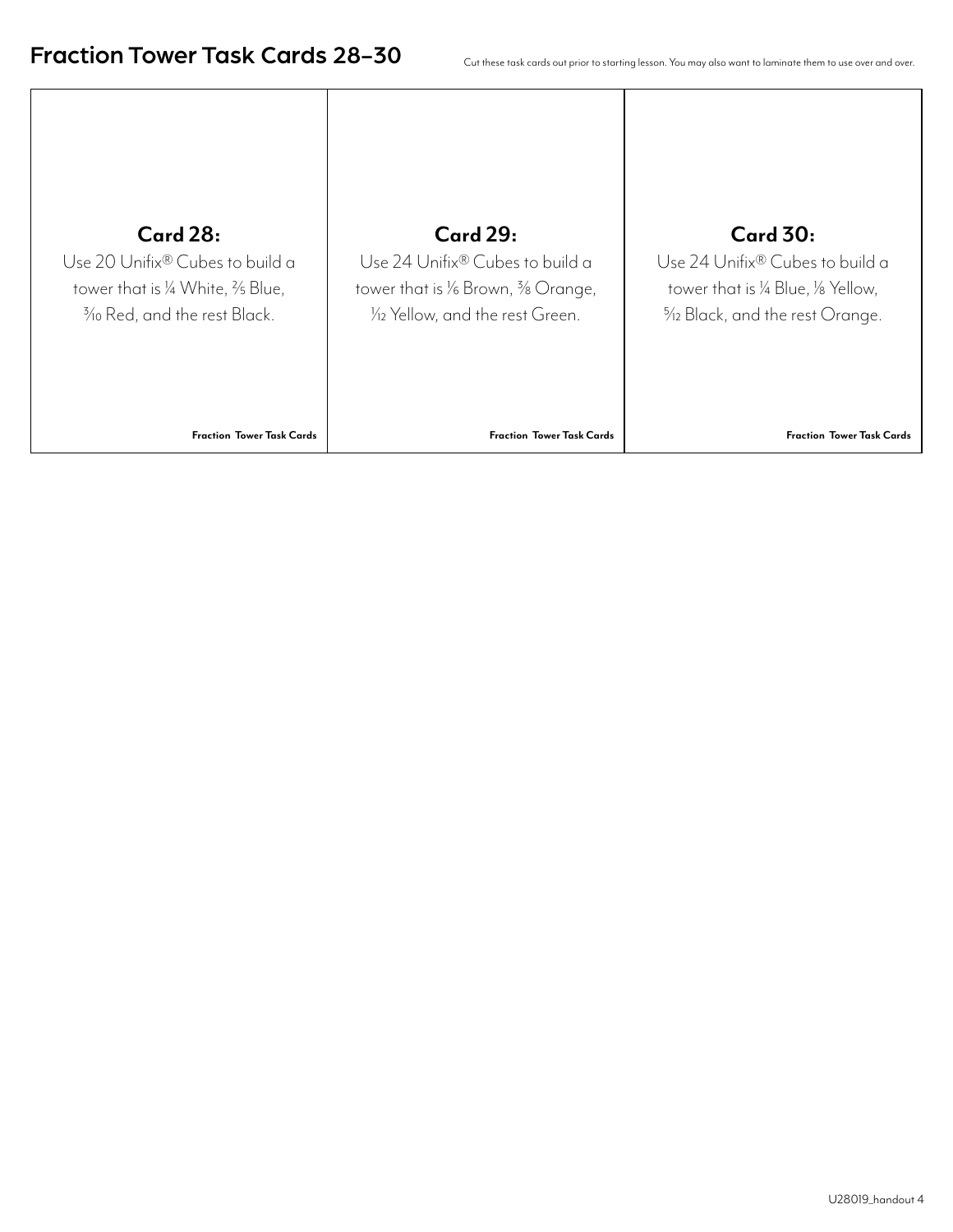# Fraction Tower Task Cards 28–30

Cut these task cards out prior to starting lesson. You may also want to laminate them to use over and over.

**Card 28:**

Use 20 Unifix® Cubes to build a tower that is $\frac{1}{4}$ White, $\frac{2}{5}$ Blue, $\frac{3}{10}$ Red, and the rest Black.

**Fraction Tower Task Cards**

**Card 29:**

Use 24 Unifix® Cubes to build a tower that is $\frac{1}{6}$ Brown, $\frac{3}{8}$ Orange, $\frac{1}{12}$ Yellow, and the rest Green.

**Fraction Tower Task Cards**

**Card 30:**

Use 24 Unifix® Cubes to build a tower that is $\frac{1}{4}$ Blue, $\frac{1}{8}$ Yellow, $\frac{5}{12}$ Black, and the rest Orange.

**Fraction Tower Task Cards**

U28019_handout 4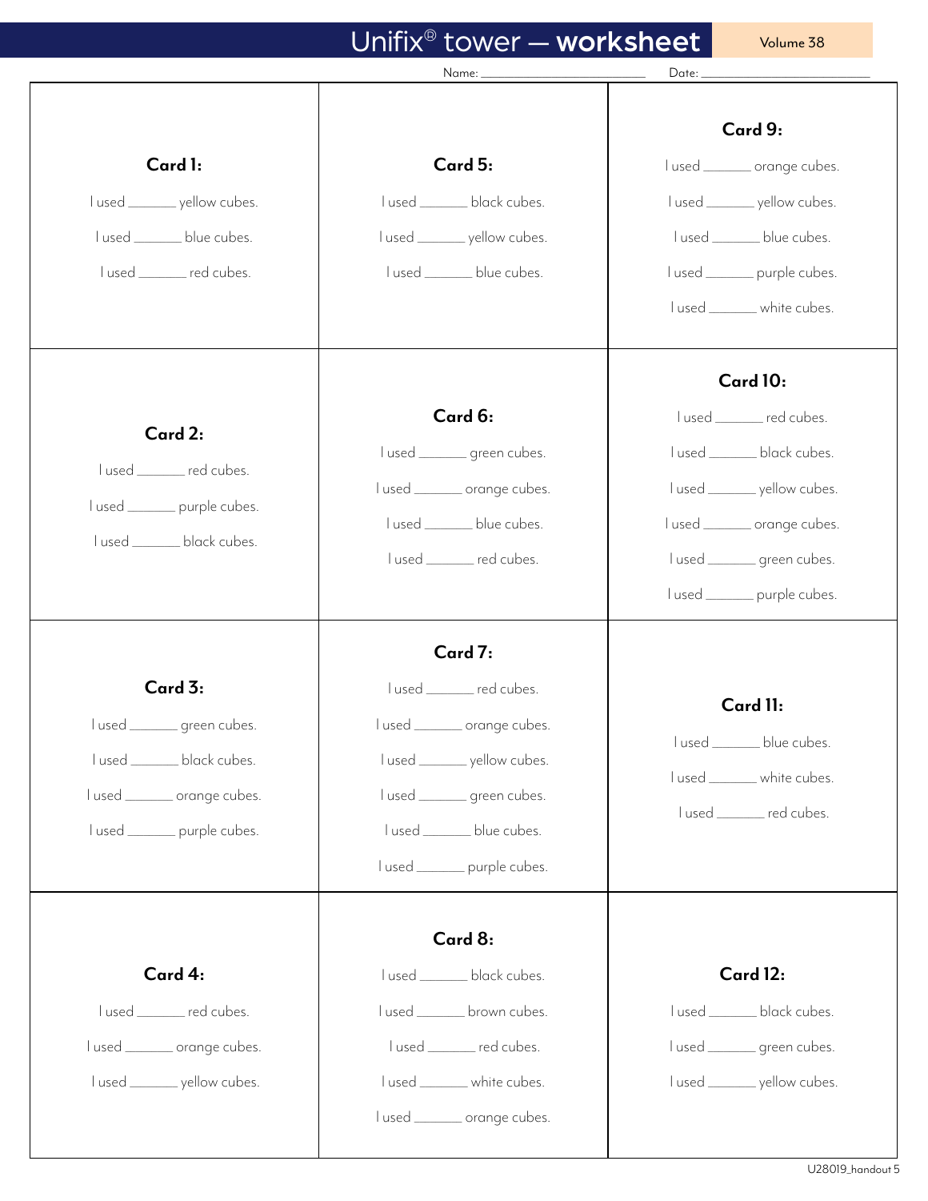# Unifix® tower — **worksheet**

Volume 38

Name: ____________________ Date: ____________________

**Card 1:**

I used _______ yellow cubes.

I used _______ blue cubes.

I used _______ red cubes.

**Card 2:**

I used _______ red cubes.

I used _______ purple cubes.

I used _______ black cubes.

**Card 3:**

I used _______ green cubes.

I used _______ black cubes.

I used _______ orange cubes.

I used _______ purple cubes.

**Card 4:**

I used _______ red cubes.

I used _______ orange cubes.

I used _______ yellow cubes.

**Card 5:**

I used _______ black cubes.

I used _______ yellow cubes.

I used _______ blue cubes.

**Card 6:**

I used _______ green cubes.

I used _______ orange cubes.

I used _______ blue cubes.

I used _______ red cubes.

**Card 7:**

I used _______ red cubes.

I used _______ orange cubes.

I used _______ yellow cubes.

I used _______ green cubes.

I used _______ blue cubes.

I used _______ purple cubes.

**Card 8:**

I used _______ black cubes.

I used _______ brown cubes.

I used _______ red cubes.

I used _______ white cubes.

I used _______ orange cubes.

**Card 9:**

I used _______ orange cubes.

I used _______ yellow cubes.

I used _______ blue cubes.

I used _______ purple cubes.

I used _______ white cubes.

**Card 10:**

I used _______ red cubes.

I used _______ black cubes.

I used _______ yellow cubes.

I used _______ orange cubes.

I used _______ green cubes.

I used _______ purple cubes.

**Card 11:**

I used _______ blue cubes.

I used _______ white cubes.

I used _______ red cubes.

**Card 12:**

I used _______ black cubes.

I used _______ green cubes.

I used _______ yellow cubes.

U28019_handout 5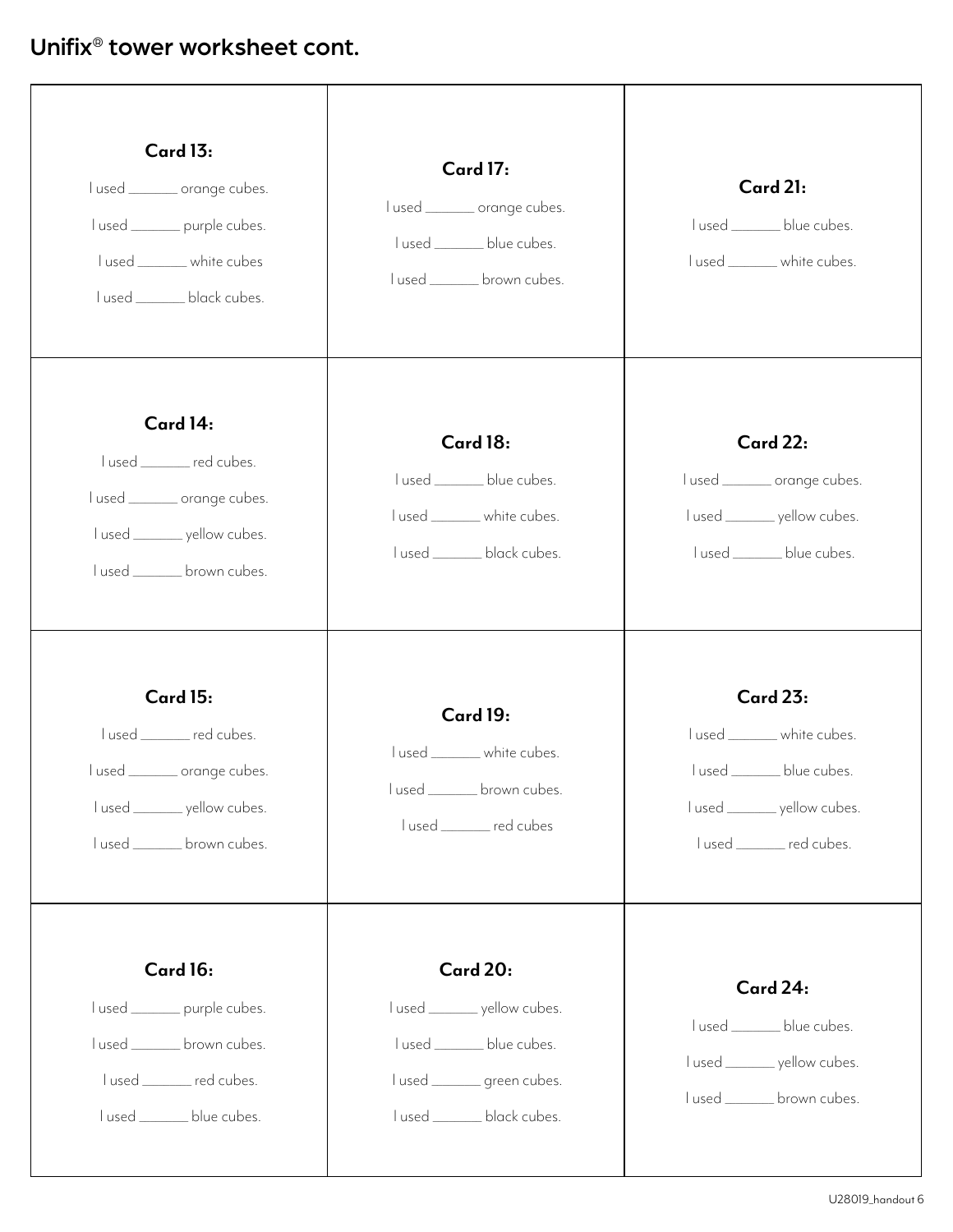## Unifix® tower worksheet cont.

**Card 13:**

I used _______ orange cubes.

I used _______ purple cubes.

I used _______ white cubes

I used _______ black cubes.

**Card 14:**

I used _______ red cubes.

I used _______ orange cubes.

I used _______ yellow cubes.

I used _______ brown cubes.

**Card 15:**

I used _______ red cubes.

I used _______ orange cubes.

I used _______ yellow cubes.

I used _______ brown cubes.

**Card 16:**

I used _______ purple cubes.

I used _______ brown cubes.

I used _______ red cubes.

I used _______ blue cubes.

**Card 17:**

I used _______ orange cubes.

I used _______ blue cubes.

I used _______ brown cubes.

**Card 18:**

I used _______ blue cubes.

I used _______ white cubes.

I used _______ black cubes.

**Card 19:**

I used _______ white cubes.

I used _______ brown cubes.

I used _______ red cubes

**Card 20:**

I used _______ yellow cubes.

I used _______ blue cubes.

I used _______ green cubes.

I used _______ black cubes.

**Card 21:**

I used _______ blue cubes.

I used _______ white cubes.

**Card 22:**

I used _______ orange cubes.

I used _______ yellow cubes.

I used _______ blue cubes.

**Card 23:**

I used _______ white cubes.

I used _______ blue cubes.

I used _______ yellow cubes.

I used _______ red cubes.

**Card 24:**

I used _______ blue cubes.

I used _______ yellow cubes.

I used _______ brown cubes.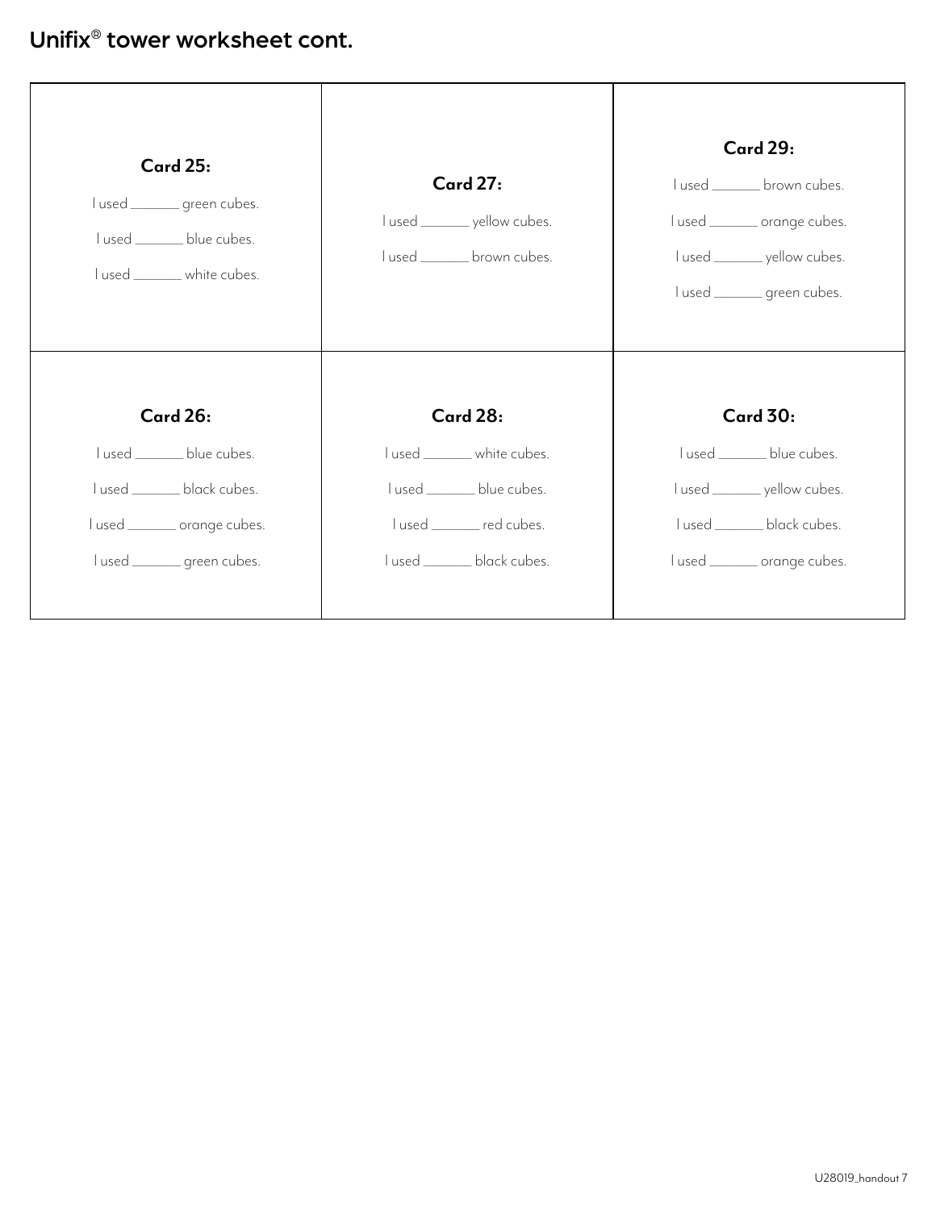# Unifix® tower worksheet cont.

**Card 25:**

I used _______ green cubes.

I used _______ blue cubes.

I used _______ white cubes.

**Card 27:**

I used _______ yellow cubes.

I used _______ brown cubes.

**Card 29:**

I used _______ brown cubes.

I used _______ orange cubes.

I used _______ yellow cubes.

I used _______ green cubes.

**Card 26:**

I used _______ blue cubes.

I used _______ black cubes.

I used _______ orange cubes.

I used _______ green cubes.

**Card 28:**

I used _______ white cubes.

I used _______ blue cubes.

I used _______ red cubes.

I used _______ black cubes.

**Card 30:**

I used _______ blue cubes.

I used _______ yellow cubes.

I used _______ black cubes.

I used _______ orange cubes.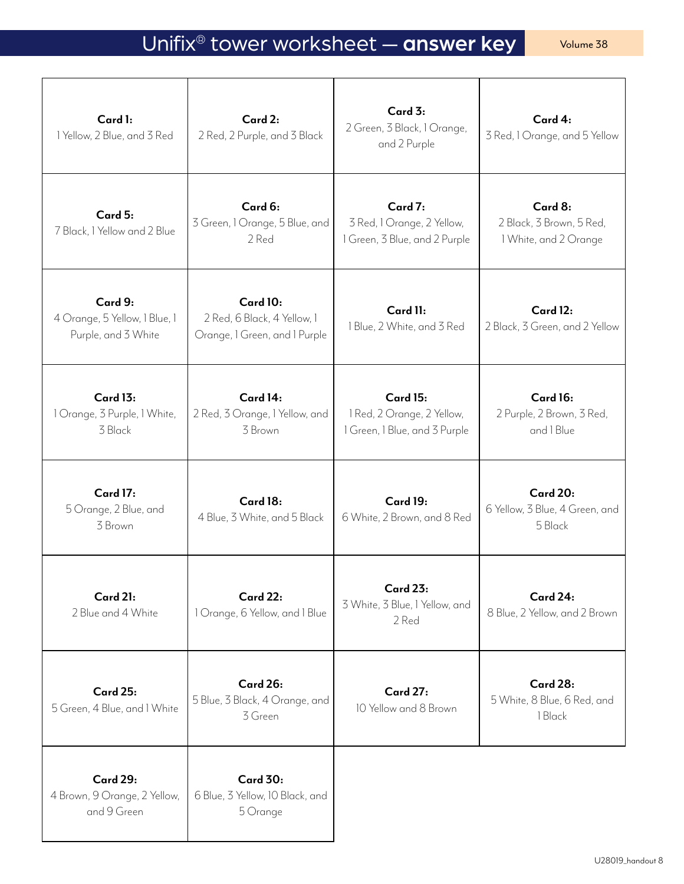# Unifix® tower worksheet — **answer key**

Volume 38

| | | | |
|---|---|---|---|
| **Card 1:** 1 Yellow, 2 Blue, and 3 Red | **Card 2:** 2 Red, 2 Purple, and 3 Black | **Card 3:** 2 Green, 3 Black, 1 Orange, and 2 Purple | **Card 4:** 3 Red, 1 Orange, and 5 Yellow |
| **Card 5:** 7 Black, 1 Yellow and 2 Blue | **Card 6:** 3 Green, 1 Orange, 5 Blue, and 2 Red | **Card 7:** 3 Red, 1 Orange, 2 Yellow, 1 Green, 3 Blue, and 2 Purple | **Card 8:** 2 Black, 3 Brown, 5 Red, 1 White, and 2 Orange |
| **Card 9:** 4 Orange, 5 Yellow, 1 Blue, 1 Purple, and 3 White | **Card 10:** 2 Red, 6 Black, 4 Yellow, 1 Orange, 1 Green, and 1 Purple | **Card 11:** 1 Blue, 2 White, and 3 Red | **Card 12:** 2 Black, 3 Green, and 2 Yellow |
| **Card 13:** 1 Orange, 3 Purple, 1 White, 3 Black | **Card 14:** 2 Red, 3 Orange, 1 Yellow, and 3 Brown | **Card 15:** 1 Red, 2 Orange, 2 Yellow, 1 Green, 1 Blue, and 3 Purple | **Card 16:** 2 Purple, 2 Brown, 3 Red, and 1 Blue |
| **Card 17:** 5 Orange, 2 Blue, and 3 Brown | **Card 18:** 4 Blue, 3 White, and 5 Black | **Card 19:** 6 White, 2 Brown, and 8 Red | **Card 20:** 6 Yellow, 3 Blue, 4 Green, and 5 Black |
| **Card 21:** 2 Blue and 4 White | **Card 22:** 1 Orange, 6 Yellow, and 1 Blue | **Card 23:** 3 White, 3 Blue, 1 Yellow, and 2 Red | **Card 24:** 8 Blue, 2 Yellow, and 2 Brown |
| **Card 25:** 5 Green, 4 Blue, and 1 White | **Card 26:** 5 Blue, 3 Black, 4 Orange, and 3 Green | **Card 27:** 10 Yellow and 8 Brown | **Card 28:** 5 White, 8 Blue, 6 Red, and 1 Black |
| **Card 29:** 4 Brown, 9 Orange, 2 Yellow, and 9 Green | **Card 30:** 6 Blue, 3 Yellow, 10 Black, and 5 Orange | | |

U28019_handout 8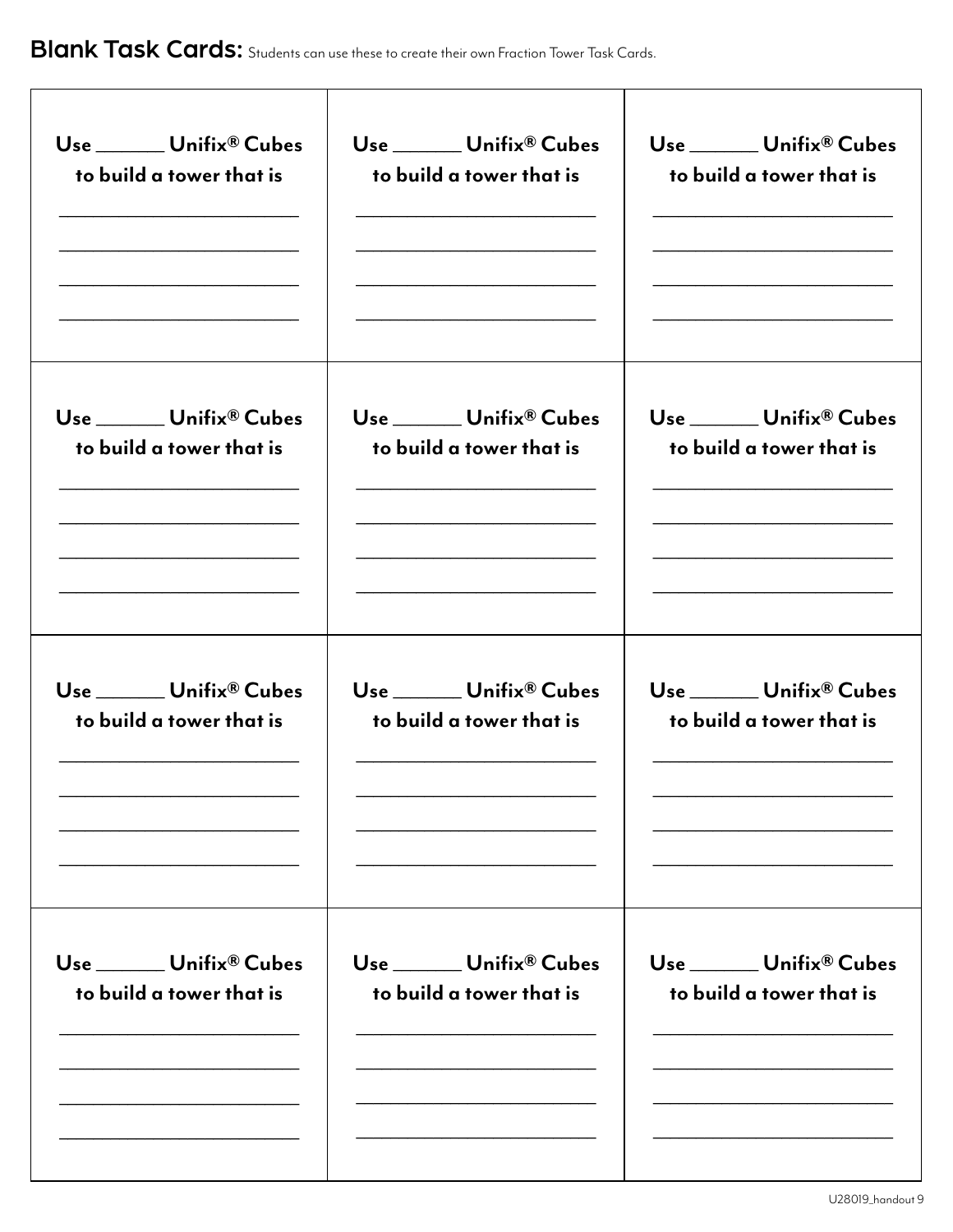**Blank Task Cards:** Students can use these to create their own Fraction Tower Task Cards.

| | | |
|---|---|---|
| **Use ______ Unifix® Cubes to build a tower that is** ________________________ ________________________ ________________________ ________________________ | **Use ______ Unifix® Cubes to build a tower that is** ________________________ ________________________ ________________________ ________________________ | **Use ______ Unifix® Cubes to build a tower that is** ________________________ ________________________ ________________________ ________________________ |
| **Use ______ Unifix® Cubes to build a tower that is** ________________________ ________________________ ________________________ ________________________ | **Use ______ Unifix® Cubes to build a tower that is** ________________________ ________________________ ________________________ ________________________ | **Use ______ Unifix® Cubes to build a tower that is** ________________________ ________________________ ________________________ ________________________ |
| **Use ______ Unifix® Cubes to build a tower that is** ________________________ ________________________ ________________________ ________________________ | **Use ______ Unifix® Cubes to build a tower that is** ________________________ ________________________ ________________________ ________________________ | **Use ______ Unifix® Cubes to build a tower that is** ________________________ ________________________ ________________________ ________________________ |
| **Use ______ Unifix® Cubes to build a tower that is** ________________________ ________________________ ________________________ ________________________ | **Use ______ Unifix® Cubes to build a tower that is** ________________________ ________________________ ________________________ ________________________ | **Use ______ Unifix® Cubes to build a tower that is** ________________________ ________________________ ________________________ ________________________ |

U28019_handout 9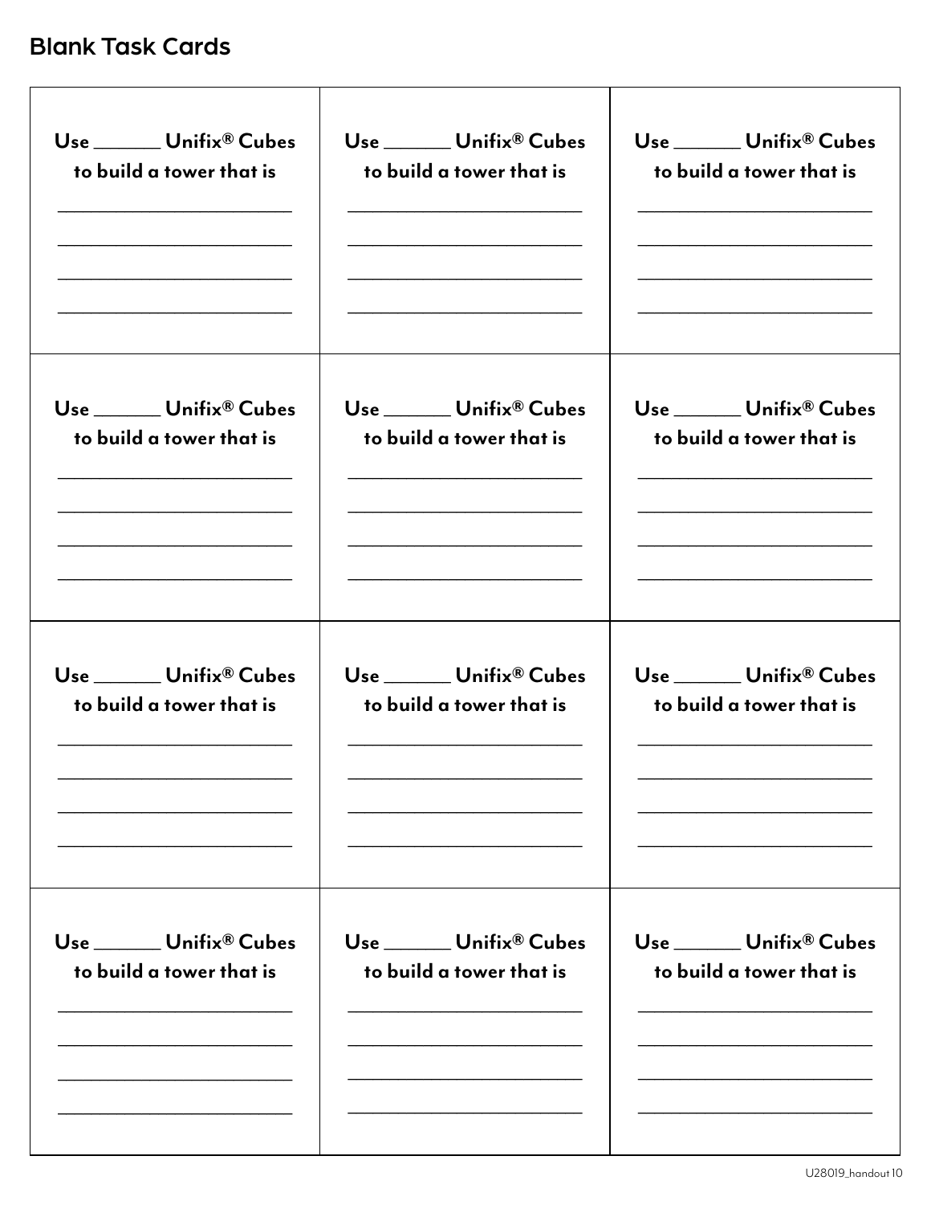## Blank Task Cards

| | | |
|---|---|---|
| **Use ______ Unifix® Cubes to build a tower that is** ______________________ ______________________ ______________________ ______________________ | **Use ______ Unifix® Cubes to build a tower that is** ______________________ ______________________ ______________________ ______________________ | **Use ______ Unifix® Cubes to build a tower that is** ______________________ ______________________ ______________________ ______________________ |
| **Use ______ Unifix® Cubes to build a tower that is** ______________________ ______________________ ______________________ ______________________ | **Use ______ Unifix® Cubes to build a tower that is** ______________________ ______________________ ______________________ ______________________ | **Use ______ Unifix® Cubes to build a tower that is** ______________________ ______________________ ______________________ ______________________ |
| **Use ______ Unifix® Cubes to build a tower that is** ______________________ ______________________ ______________________ ______________________ | **Use ______ Unifix® Cubes to build a tower that is** ______________________ ______________________ ______________________ ______________________ | **Use ______ Unifix® Cubes to build a tower that is** ______________________ ______________________ ______________________ ______________________ |
| **Use ______ Unifix® Cubes to build a tower that is** ______________________ ______________________ ______________________ ______________________ | **Use ______ Unifix® Cubes to build a tower that is** ______________________ ______________________ ______________________ ______________________ | **Use ______ Unifix® Cubes to build a tower that is** ______________________ ______________________ ______________________ ______________________ |

U28019_handout 10